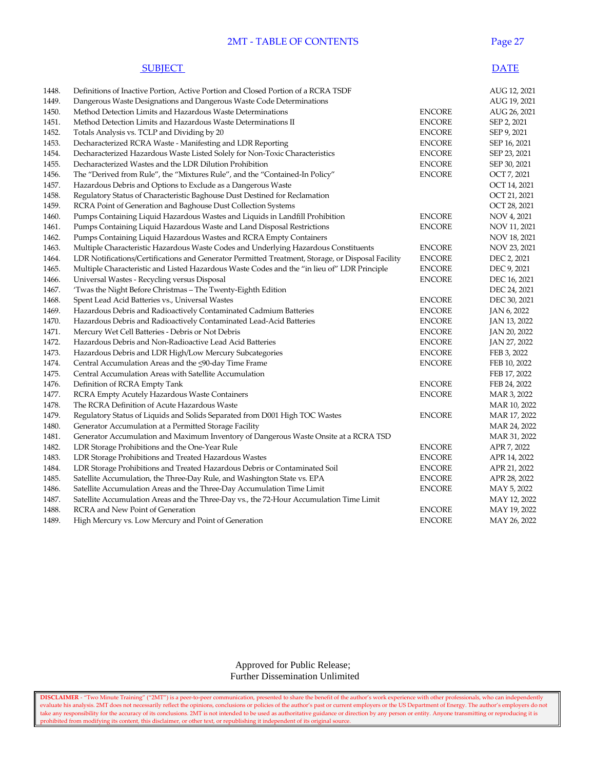# 2MT - TABLE OF CONTENTS

| | SUBJECT | | DATE |
|---|---|---|---|
| 1448. | Definitions of Inactive Portion, Active Portion and Closed Portion of a RCRA TSDF | | AUG 12, 2021 |
| 1449. | Dangerous Waste Designations and Dangerous Waste Code Determinations | | AUG 19, 2021 |
| 1450. | Method Detection Limits and Hazardous Waste Determinations | ENCORE | AUG 26, 2021 |
| 1451. | Method Detection Limits and Hazardous Waste Determinations II | ENCORE | SEP 2, 2021 |
| 1452. | Totals Analysis vs. TCLP and Dividing by 20 | ENCORE | SEP 9, 2021 |
| 1453. | Decharacterized RCRA Waste - Manifesting and LDR Reporting | ENCORE | SEP 16, 2021 |
| 1454. | Decharacterized Hazardous Waste Listed Solely for Non-Toxic Characteristics | ENCORE | SEP 23, 2021 |
| 1455. | Decharacterized Wastes and the LDR Dilution Prohibition | ENCORE | SEP 30, 2021 |
| 1456. | The "Derived from Rule", the "Mixtures Rule", and the "Contained-In Policy" | ENCORE | OCT 7, 2021 |
| 1457. | Hazardous Debris and Options to Exclude as a Dangerous Waste | | OCT 14, 2021 |
| 1458. | Regulatory Status of Characteristic Baghouse Dust Destined for Reclamation | | OCT 21, 2021 |
| 1459. | RCRA Point of Generation and Baghouse Dust Collection Systems | | OCT 28, 2021 |
| 1460. | Pumps Containing Liquid Hazardous Wastes and Liquids in Landfill Prohibition | ENCORE | NOV 4, 2021 |
| 1461. | Pumps Containing Liquid Hazardous Waste and Land Disposal Restrictions | ENCORE | NOV 11, 2021 |
| 1462. | Pumps Containing Liquid Hazardous Wastes and RCRA Empty Containers | | NOV 18, 2021 |
| 1463. | Multiple Characteristic Hazardous Waste Codes and Underlying Hazardous Constituents | ENCORE | NOV 23, 2021 |
| 1464. | LDR Notifications/Certifications and Generator Permitted Treatment, Storage, or Disposal Facility | ENCORE | DEC 2, 2021 |
| 1465. | Multiple Characteristic and Listed Hazardous Waste Codes and the "in lieu of" LDR Principle | ENCORE | DEC 9, 2021 |
| 1466. | Universal Wastes - Recycling versus Disposal | ENCORE | DEC 16, 2021 |
| 1467. | 'Twas the Night Before Christmas – The Twenty-Eighth Edition | | DEC 24, 2021 |
| 1468. | Spent Lead Acid Batteries vs., Universal Wastes | ENCORE | DEC 30, 2021 |
| 1469. | Hazardous Debris and Radioactively Contaminated Cadmium Batteries | ENCORE | JAN 6, 2022 |
| 1470. | Hazardous Debris and Radioactively Contaminated Lead-Acid Batteries | ENCORE | JAN 13, 2022 |
| 1471. | Mercury Wet Cell Batteries - Debris or Not Debris | ENCORE | JAN 20, 2022 |
| 1472. | Hazardous Debris and Non-Radioactive Lead Acid Batteries | ENCORE | JAN 27, 2022 |
| 1473. | Hazardous Debris and LDR High/Low Mercury Subcategories | ENCORE | FEB 3, 2022 |
| 1474. | Central Accumulation Areas and the ≤90-day Time Frame | ENCORE | FEB 10, 2022 |
| 1475. | Central Accumulation Areas with Satellite Accumulation | | FEB 17, 2022 |
| 1476. | Definition of RCRA Empty Tank | ENCORE | FEB 24, 2022 |
| 1477. | RCRA Empty Acutely Hazardous Waste Containers | ENCORE | MAR 3, 2022 |
| 1478. | The RCRA Definition of Acute Hazardous Waste | | MAR 10, 2022 |
| 1479. | Regulatory Status of Liquids and Solids Separated from D001 High TOC Wastes | ENCORE | MAR 17, 2022 |
| 1480. | Generator Accumulation at a Permitted Storage Facility | | MAR 24, 2022 |
| 1481. | Generator Accumulation and Maximum Inventory of Dangerous Waste Onsite at a RCRA TSD | | MAR 31, 2022 |
| 1482. | LDR Storage Prohibitions and the One-Year Rule | ENCORE | APR 7, 2022 |
| 1483. | LDR Storage Prohibitions and Treated Hazardous Wastes | ENCORE | APR 14, 2022 |
| 1484. | LDR Storage Prohibitions and Treated Hazardous Debris or Contaminated Soil | ENCORE | APR 21, 2022 |
| 1485. | Satellite Accumulation, the Three-Day Rule, and Washington State vs. EPA | ENCORE | APR 28, 2022 |
| 1486. | Satellite Accumulation Areas and the Three-Day Accumulation Time Limit | ENCORE | MAY 5, 2022 |
| 1487. | Satellite Accumulation Areas and the Three-Day vs., the 72-Hour Accumulation Time Limit | | MAY 12, 2022 |
| 1488. | RCRA and New Point of Generation | ENCORE | MAY 19, 2022 |
| 1489. | High Mercury vs. Low Mercury and Point of Generation | ENCORE | MAY 26, 2022 |

Approved for Public Release;
Further Dissemination Unlimited

**DISCLAIMER** - "Two Minute Training" ("2MT") is a peer-to-peer communication, presented to share the benefit of the author's work experience with other professionals, who can independently evaluate his analysis. 2MT does not necessarily reflect the opinions, conclusions or policies of the author's past or current employers or the US Department of Energy. The author's employers do not take any responsibility for the accuracy of its conclusions. 2MT is not intended to be used as authoritative guidance or direction by any person or entity. Anyone transmitting or reproducing it is prohibited from modifying its content, this disclaimer, or other text, or republishing it independent of its original source.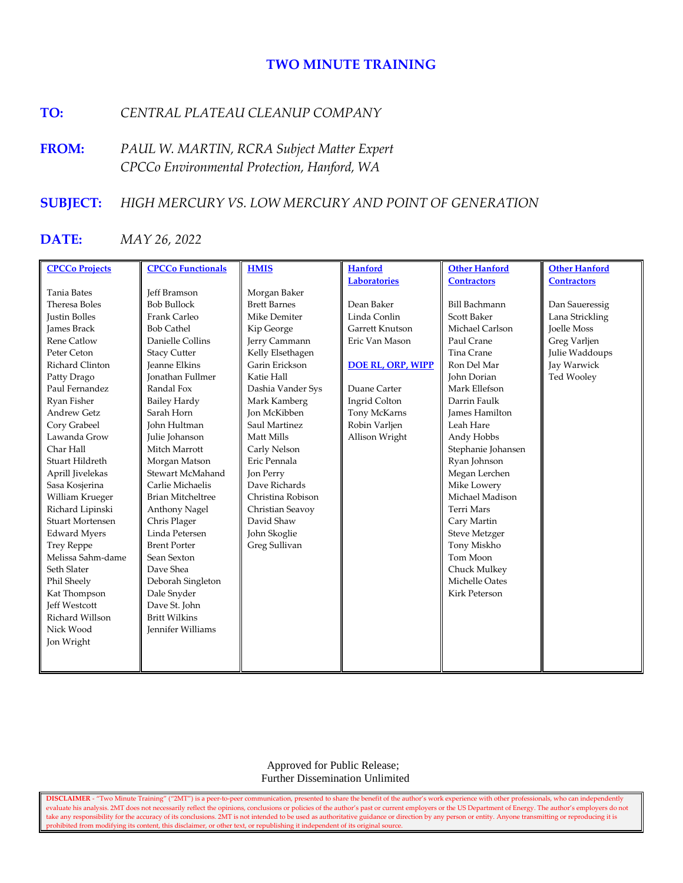# TWO MINUTE TRAINING

**TO:** *CENTRAL PLATEAU CLEANUP COMPANY*

**FROM:** *PAUL W. MARTIN, RCRA Subject Matter Expert*
*CPCCo Environmental Protection, Hanford, WA*

**SUBJECT:** *HIGH MERCURY VS. LOW MERCURY AND POINT OF GENERATION*

**DATE:** *MAY 26, 2022*

| CPCCo Projects | CPCCo Functionals | HMIS | Hanford Laboratories | Other Hanford Contractors | Other Hanford Contractors |
|---|---|---|---|---|---|
| Tania Bates | Jeff Bramson | Morgan Baker | Dean Baker | Bill Bachmann | Dan Saueressig |
| Theresa Boles | Bob Bullock | Brett Barnes | Linda Conlin | Scott Baker | Lana Strickling |
| Justin Bolles | Frank Carleo | Mike Demiter | Garrett Knutson | Michael Carlson | Joelle Moss |
| James Brack | Bob Cathel | Kip George | Eric Van Mason | Paul Crane | Greg Varljen |
| Rene Catlow | Danielle Collins | Jerry Cammann | | Tina Crane | Julie Waddoups |
| Peter Ceton | Stacy Cutter | Kelly Elsethagen | **DOE RL, ORP, WIPP** | Ron Del Mar | Jay Warwick |
| Richard Clinton | Jeanne Elkins | Garin Erickson | | John Dorian | Ted Wooley |
| Patty Drago | Jonathan Fullmer | Katie Hall | Duane Carter | Mark Ellefson | |
| Paul Fernandez | Randal Fox | Dashia Vander Sys | Ingrid Colton | Darrin Faulk | |
| Ryan Fisher | Bailey Hardy | Mark Kamberg | Tony McKarns | James Hamilton | |
| Andrew Getz | Sarah Horn | Jon McKibben | Robin Varljen | Leah Hare | |
| Cory Grabeel | John Hultman | Saul Martinez | Allison Wright | Andy Hobbs | |
| Lawanda Grow | Julie Johanson | Matt Mills | | Stephanie Johansen | |
| Char Hall | Mitch Marrott | Carly Nelson | | Ryan Johnson | |
| Stuart Hildreth | Morgan Matson | Eric Pennala | | Megan Lerchen | |
| Aprill Jivelekas | Stewart McMahand | Jon Perry | | Mike Lowery | |
| Sasa Kosjerina | Carlie Michaelis | Dave Richards | | Michael Madison | |
| William Krueger | Brian Mitcheltree | Christina Robison | | Terri Mars | |
| Richard Lipinski | Anthony Nagel | Christian Seavoy | | Cary Martin | |
| Stuart Mortensen | Chris Plager | David Shaw | | Steve Metzger | |
| Edward Myers | Linda Petersen | John Skoglie | | Tony Miskho | |
| Trey Reppe | Brent Porter | Greg Sullivan | | Tom Moon | |
| Melissa Sahm-dame | Sean Sexton | | | Chuck Mulkey | |
| Seth Slater | Dave Shea | | | Michelle Oates | |
| Phil Sheely | Deborah Singleton | | | Kirk Peterson | |
| Kat Thompson | Dale Snyder | | | | |
| Jeff Westcott | Dave St. John | | | | |
| Richard Willson | Britt Wilkins | | | | |
| Nick Wood | Jennifer Williams | | | | |
| Jon Wright | | | | | |

Approved for Public Release;
Further Dissemination Unlimited

**DISCLAIMER** - "Two Minute Training" ("2MT") is a peer-to-peer communication, presented to share the benefit of the author's work experience with other professionals, who can independently evaluate his analysis. 2MT does not necessarily reflect the opinions, conclusions or policies of the author's past or current employers or the US Department of Energy. The author's employers do not take any responsibility for the accuracy of its conclusions. 2MT is not intended to be used as authoritative guidance or direction by any person or entity. Anyone transmitting or reproducing it is prohibited from modifying its content, this disclaimer, or other text, or republishing it independent of its original source.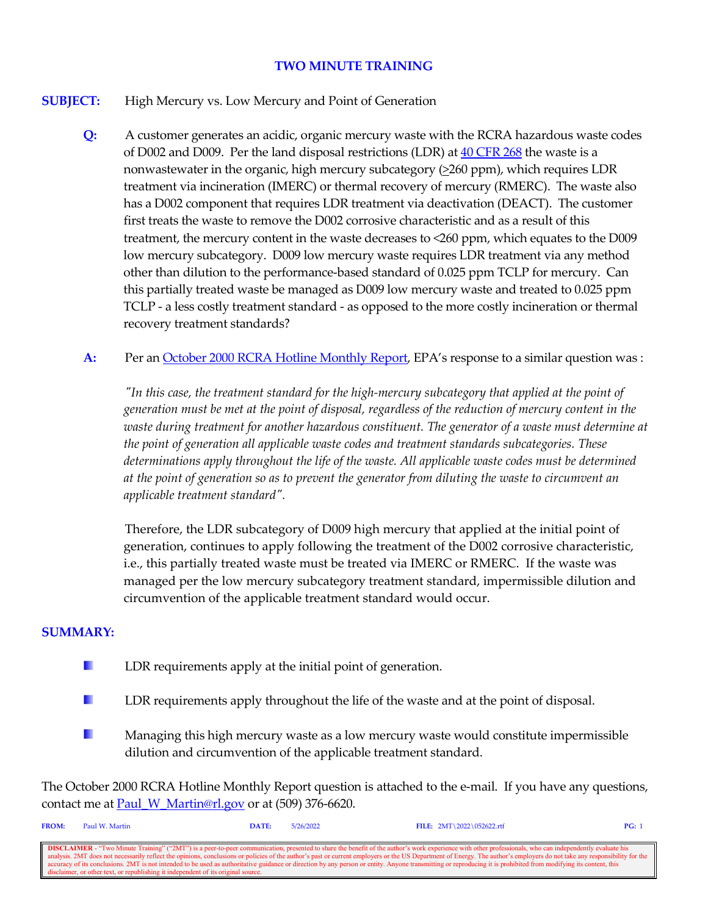# TWO MINUTE TRAINING

**SUBJECT:** High Mercury vs. Low Mercury and Point of Generation

**Q:** A customer generates an acidic, organic mercury waste with the RCRA hazardous waste codes of D002 and D009. Per the land disposal restrictions (LDR) at [40 CFR 268](#) the waste is a nonwastewater in the organic, high mercury subcategory (≥260 ppm), which requires LDR treatment via incineration (IMERC) or thermal recovery of mercury (RMERC). The waste also has a D002 component that requires LDR treatment via deactivation (DEACT). The customer first treats the waste to remove the D002 corrosive characteristic and as a result of this treatment, the mercury content in the waste decreases to <260 ppm, which equates to the D009 low mercury subcategory. D009 low mercury waste requires LDR treatment via any method other than dilution to the performance-based standard of 0.025 ppm TCLP for mercury. Can this partially treated waste be managed as D009 low mercury waste and treated to 0.025 ppm TCLP - a less costly treatment standard - as opposed to the more costly incineration or thermal recovery treatment standards?

**A:** Per an [October 2000 RCRA Hotline Monthly Report](#), EPA's response to a similar question was :

*"In this case, the treatment standard for the high-mercury subcategory that applied at the point of generation must be met at the point of disposal, regardless of the reduction of mercury content in the waste during treatment for another hazardous constituent. The generator of a waste must determine at the point of generation all applicable waste codes and treatment standards subcategories. These determinations apply throughout the life of the waste. All applicable waste codes must be determined at the point of generation so as to prevent the generator from diluting the waste to circumvent an applicable treatment standard".*

Therefore, the LDR subcategory of D009 high mercury that applied at the initial point of generation, continues to apply following the treatment of the D002 corrosive characteristic, i.e., this partially treated waste must be treated via IMERC or RMERC. If the waste was managed per the low mercury subcategory treatment standard, impermissible dilution and circumvention of the applicable treatment standard would occur.

**SUMMARY:**

- LDR requirements apply at the initial point of generation.
- LDR requirements apply throughout the life of the waste and at the point of disposal.
- Managing this high mercury waste as a low mercury waste would constitute impermissible dilution and circumvention of the applicable treatment standard.

The October 2000 RCRA Hotline Monthly Report question is attached to the e-mail. If you have any questions, contact me at [Paul_W_Martin@rl.gov](mailto:Paul_W_Martin@rl.gov) or at (509) 376-6620.

**FROM:** Paul W. Martin **DATE:** 5/26/2022 **FILE:** 2MT\2022\052622.rtf

**DISCLAIMER** - "Two Minute Training" ("2MT") is a peer-to-peer communication, presented to share the benefit of the author's work experience with other professionals, who can independently evaluate his analysis. 2MT does not necessarily reflect the opinions, conclusions or policies of the author's past or current employers or the US Department of Energy. The author's employers do not take any responsibility for the accuracy of its conclusions. 2MT is not intended to be used as authoritative guidance or direction by any person or entity. Anyone transmitting or reproducing it is prohibited from modifying its content, this disclaimer, or other text, or republishing it independent of its original source.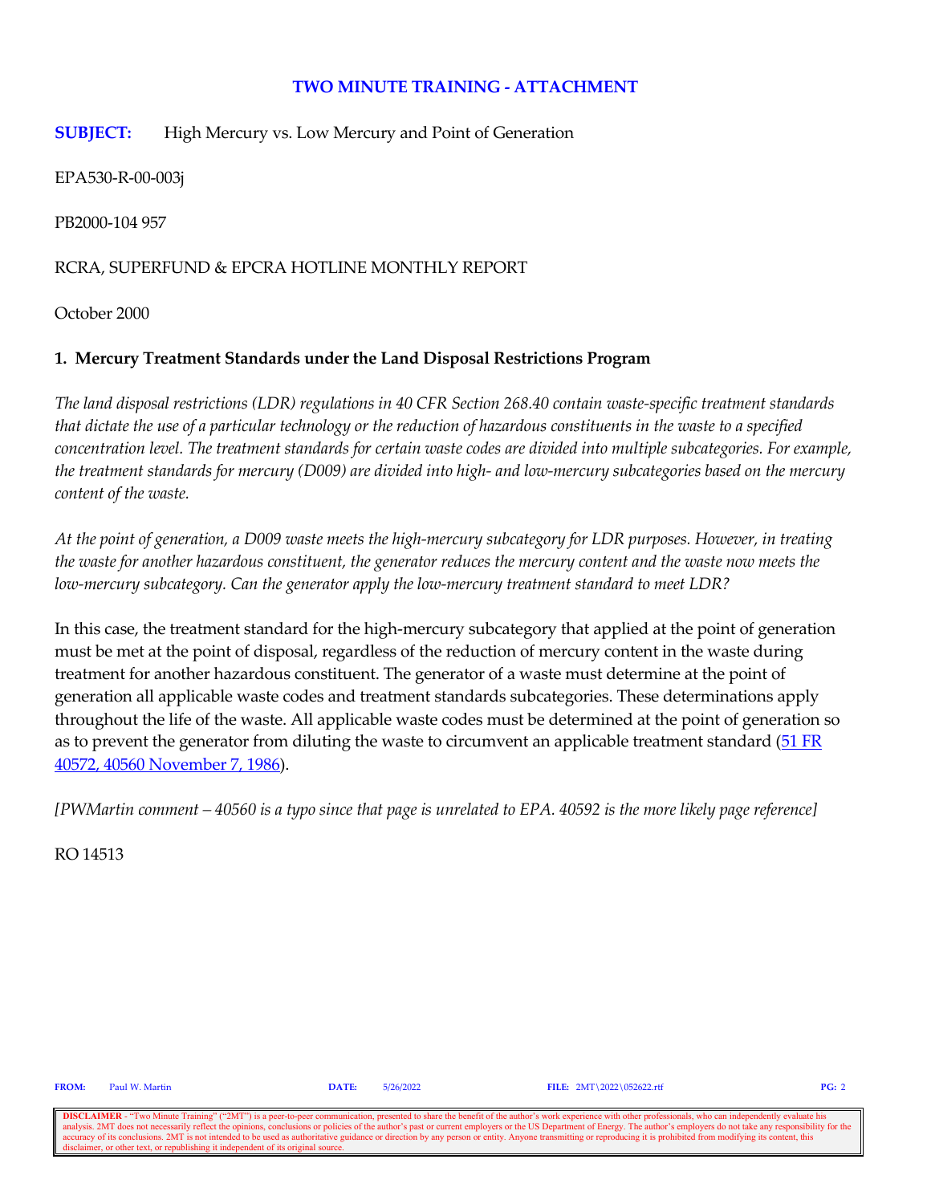**TWO MINUTE TRAINING - ATTACHMENT**

**SUBJECT:** High Mercury vs. Low Mercury and Point of Generation

EPA530-R-00-003j

PB2000-104 957

RCRA, SUPERFUND & EPCRA HOTLINE MONTHLY REPORT

October 2000

### 1. Mercury Treatment Standards under the Land Disposal Restrictions Program

*The land disposal restrictions (LDR) regulations in 40 CFR Section 268.40 contain waste-specific treatment standards that dictate the use of a particular technology or the reduction of hazardous constituents in the waste to a specified concentration level. The treatment standards for certain waste codes are divided into multiple subcategories. For example, the treatment standards for mercury (D009) are divided into high- and low-mercury subcategories based on the mercury content of the waste.*

*At the point of generation, a D009 waste meets the high-mercury subcategory for LDR purposes. However, in treating the waste for another hazardous constituent, the generator reduces the mercury content and the waste now meets the low-mercury subcategory. Can the generator apply the low-mercury treatment standard to meet LDR?*

In this case, the treatment standard for the high-mercury subcategory that applied at the point of generation must be met at the point of disposal, regardless of the reduction of mercury content in the waste during treatment for another hazardous constituent. The generator of a waste must determine at the point of generation all applicable waste codes and treatment standards subcategories. These determinations apply throughout the life of the waste. All applicable waste codes must be determined at the point of generation so as to prevent the generator from diluting the waste to circumvent an applicable treatment standard (51 FR 40572, 40560 November 7, 1986).

*[PWMartin comment – 40560 is a typo since that page is unrelated to EPA. 40592 is the more likely page reference]*

RO 14513